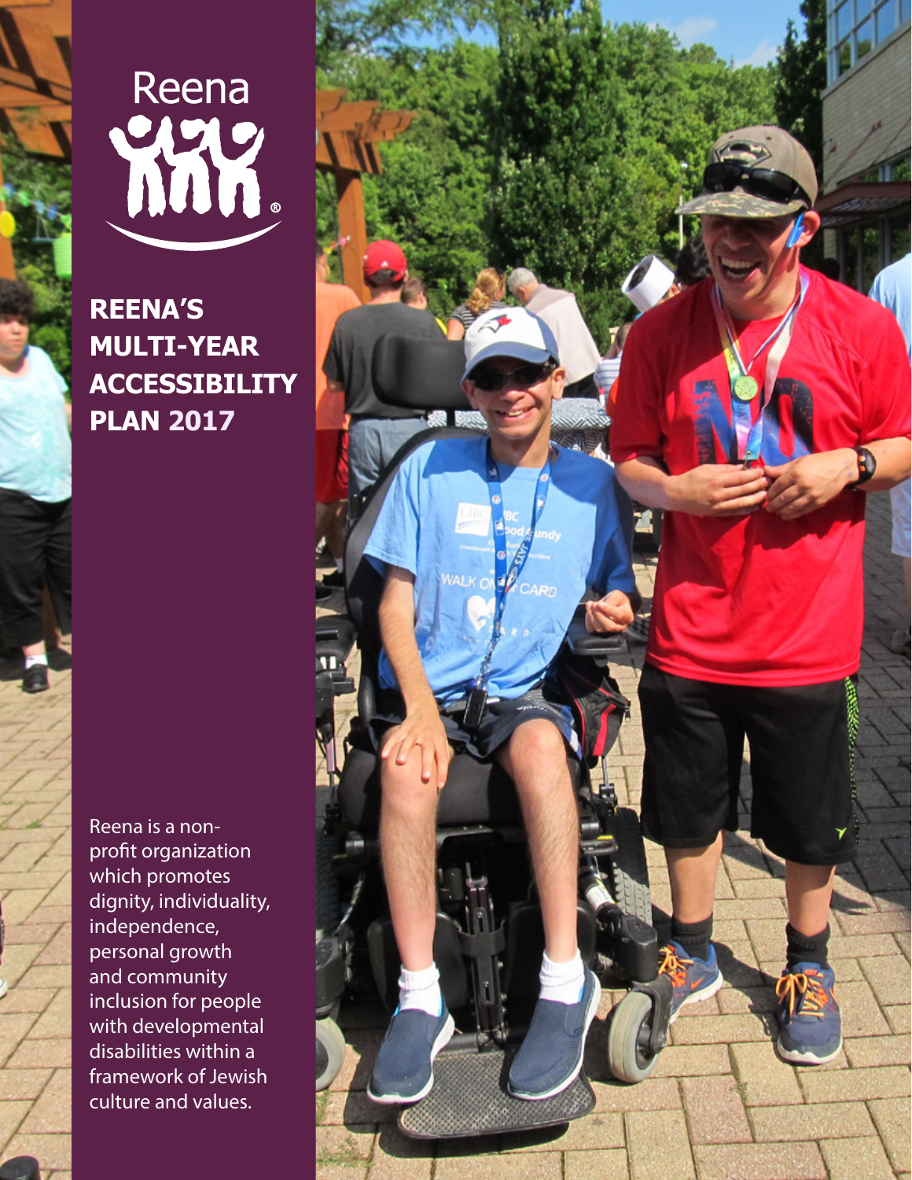Reena

# REENA'S MULTI-YEAR ACCESSIBILITY PLAN 2017

Reena is a non-profit organization which promotes dignity, individuality, independence, personal growth and community inclusion for people with developmental disabilities within a framework of Jewish culture and values.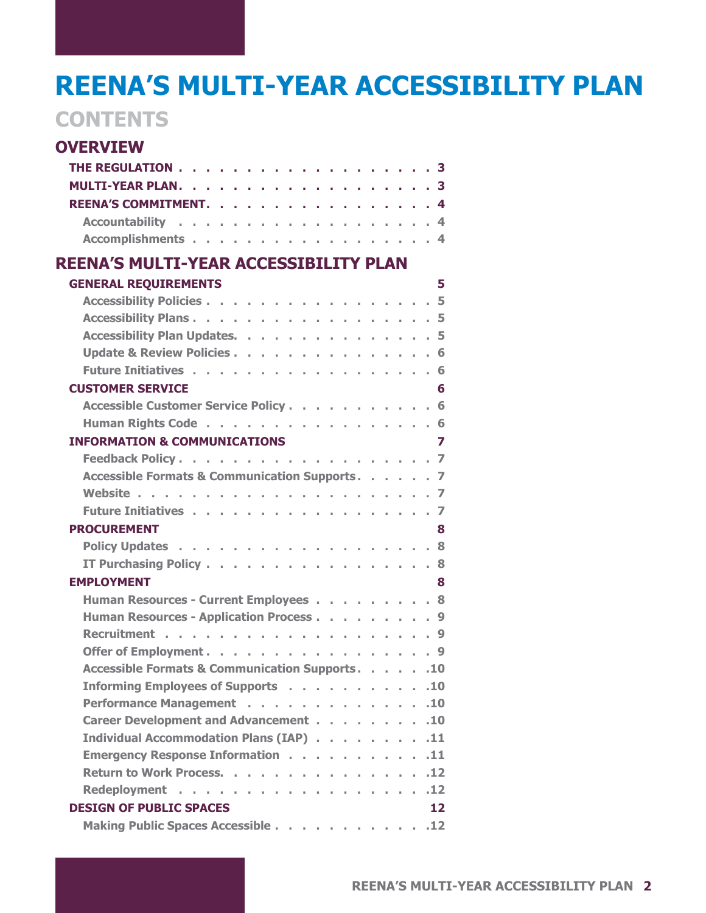# REENA'S MULTI-YEAR ACCESSIBILITY PLAN

## CONTENTS

### OVERVIEW

- **THE REGULATION** . . . . . . . . . . . . . . . . . . . . 3
- **MULTI-YEAR PLAN** . . . . . . . . . . . . . . . . . . . . 3
- **REENA'S COMMITMENT** . . . . . . . . . . . . . . . . . . 4
  - Accountability . . . . . . . . . . . . . . . . . . . 4
  - Accomplishments . . . . . . . . . . . . . . . . . . 4

### REENA'S MULTI-YEAR ACCESSIBILITY PLAN

- **GENERAL REQUIREMENTS** 5
  - Accessibility Policies . . . . . . . . . . . . . . . . . . 5
  - Accessibility Plans . . . . . . . . . . . . . . . . . . 5
  - Accessibility Plan Updates . . . . . . . . . . . . . . . 5
  - Update & Review Policies . . . . . . . . . . . . . . . 6
  - Future Initiatives . . . . . . . . . . . . . . . . . . 6
- **CUSTOMER SERVICE** 6
  - Accessible Customer Service Policy . . . . . . . . . . . 6
  - Human Rights Code . . . . . . . . . . . . . . . . . . 6
- **INFORMATION & COMMUNICATIONS** 7
  - Feedback Policy . . . . . . . . . . . . . . . . . . . 7
  - Accessible Formats & Communication Supports . . . . . . 7
  - Website . . . . . . . . . . . . . . . . . . . . . . 7
  - Future Initiatives . . . . . . . . . . . . . . . . . . 7
- **PROCUREMENT** 8
  - Policy Updates . . . . . . . . . . . . . . . . . . . 8
  - IT Purchasing Policy . . . . . . . . . . . . . . . . . 8
- **EMPLOYMENT** 8
  - Human Resources - Current Employees . . . . . . . . . 8
  - Human Resources - Application Process . . . . . . . . . 9
  - Recruitment . . . . . . . . . . . . . . . . . . . . 9
  - Offer of Employment . . . . . . . . . . . . . . . . . 9
  - Accessible Formats & Communication Supports . . . . . . 10
  - Informing Employees of Supports . . . . . . . . . . . 10
  - Performance Management . . . . . . . . . . . . . . . 10
  - Career Development and Advancement . . . . . . . . . 10
  - Individual Accommodation Plans (IAP) . . . . . . . . . 11
  - Emergency Response Information . . . . . . . . . . . 11
  - Return to Work Process . . . . . . . . . . . . . . . 12
  - Redeployment . . . . . . . . . . . . . . . . . . . 12
- **DESIGN OF PUBLIC SPACES** 12
  - Making Public Spaces Accessible . . . . . . . . . . . . 12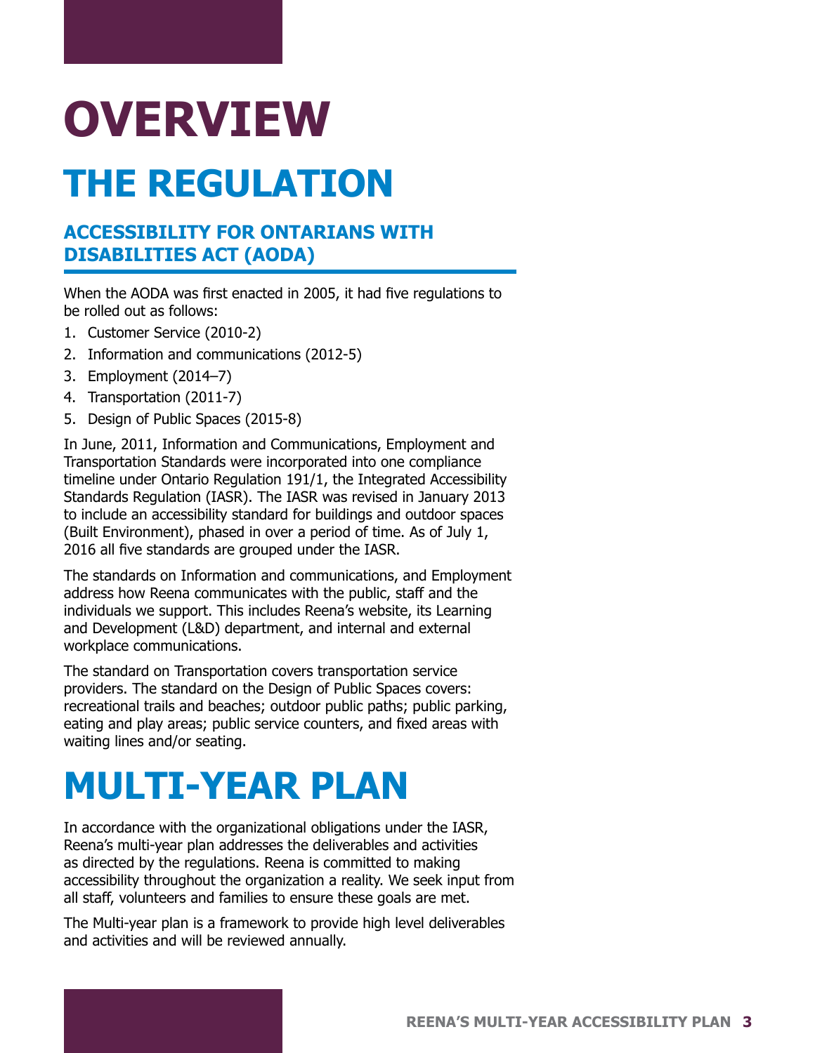# OVERVIEW

## THE REGULATION

### ACCESSIBILITY FOR ONTARIANS WITH DISABILITIES ACT (AODA)

When the AODA was first enacted in 2005, it had five regulations to be rolled out as follows:

1. Customer Service (2010-2)
2. Information and communications (2012-5)
3. Employment (2014–7)
4. Transportation (2011-7)
5. Design of Public Spaces (2015-8)

In June, 2011, Information and Communications, Employment and Transportation Standards were incorporated into one compliance timeline under Ontario Regulation 191/1, the Integrated Accessibility Standards Regulation (IASR). The IASR was revised in January 2013 to include an accessibility standard for buildings and outdoor spaces (Built Environment), phased in over a period of time. As of July 1, 2016 all five standards are grouped under the IASR.

The standards on Information and communications, and Employment address how Reena communicates with the public, staff and the individuals we support. This includes Reena's website, its Learning and Development (L&D) department, and internal and external workplace communications.

The standard on Transportation covers transportation service providers. The standard on the Design of Public Spaces covers: recreational trails and beaches; outdoor public paths; public parking, eating and play areas; public service counters, and fixed areas with waiting lines and/or seating.

## MULTI-YEAR PLAN

In accordance with the organizational obligations under the IASR, Reena's multi-year plan addresses the deliverables and activities as directed by the regulations. Reena is committed to making accessibility throughout the organization a reality. We seek input from all staff, volunteers and families to ensure these goals are met.

The Multi-year plan is a framework to provide high level deliverables and activities and will be reviewed annually.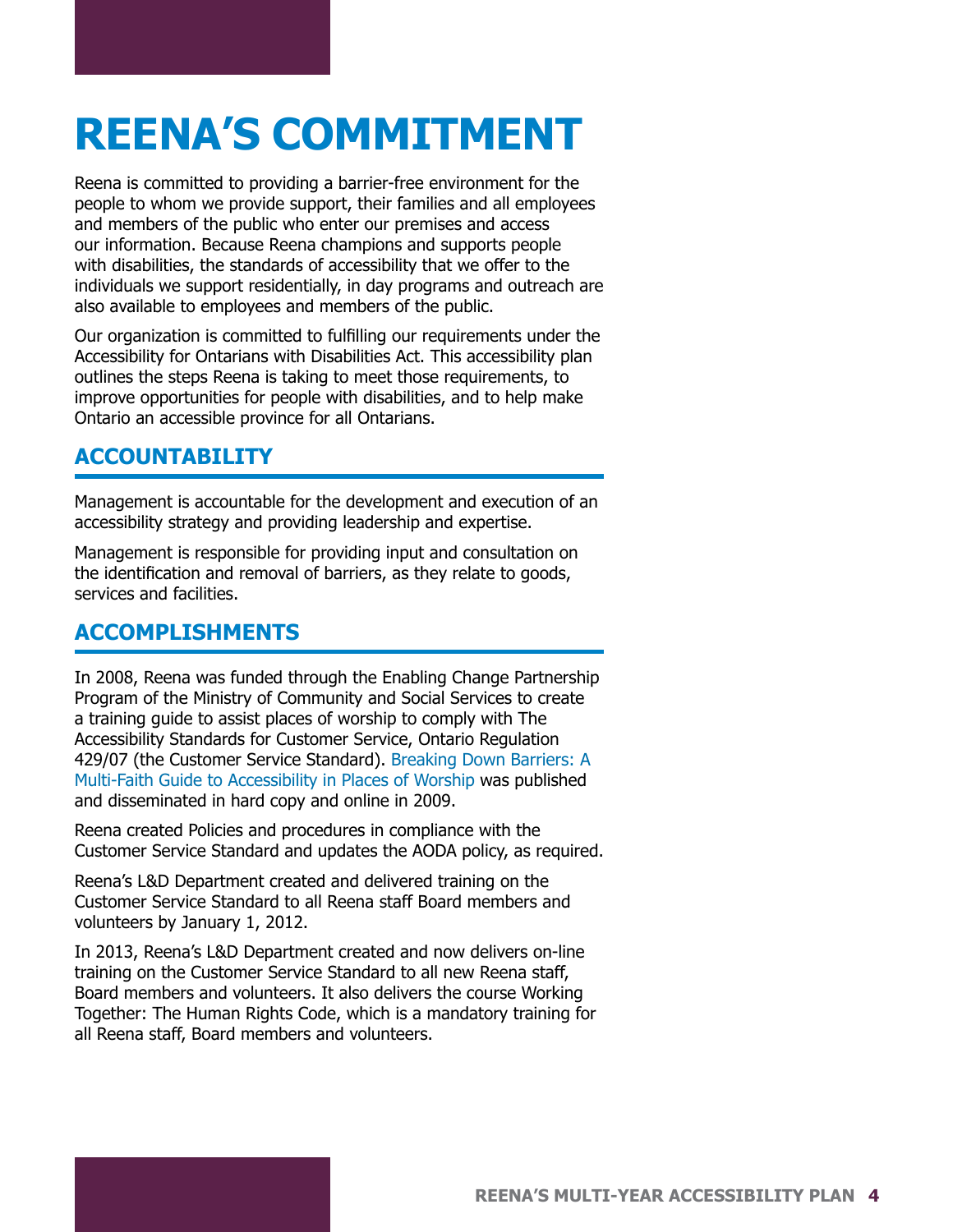# REENA'S COMMITMENT

Reena is committed to providing a barrier-free environment for the people to whom we provide support, their families and all employees and members of the public who enter our premises and access our information. Because Reena champions and supports people with disabilities, the standards of accessibility that we offer to the individuals we support residentially, in day programs and outreach are also available to employees and members of the public.

Our organization is committed to fulfilling our requirements under the Accessibility for Ontarians with Disabilities Act. This accessibility plan outlines the steps Reena is taking to meet those requirements, to improve opportunities for people with disabilities, and to help make Ontario an accessible province for all Ontarians.

## ACCOUNTABILITY

Management is accountable for the development and execution of an accessibility strategy and providing leadership and expertise.

Management is responsible for providing input and consultation on the identification and removal of barriers, as they relate to goods, services and facilities.

## ACCOMPLISHMENTS

In 2008, Reena was funded through the Enabling Change Partnership Program of the Ministry of Community and Social Services to create a training guide to assist places of worship to comply with The Accessibility Standards for Customer Service, Ontario Regulation 429/07 (the Customer Service Standard). Breaking Down Barriers: A Multi-Faith Guide to Accessibility in Places of Worship was published and disseminated in hard copy and online in 2009.

Reena created Policies and procedures in compliance with the Customer Service Standard and updates the AODA policy, as required.

Reena's L&D Department created and delivered training on the Customer Service Standard to all Reena staff Board members and volunteers by January 1, 2012.

In 2013, Reena's L&D Department created and now delivers on-line training on the Customer Service Standard to all new Reena staff, Board members and volunteers. It also delivers the course Working Together: The Human Rights Code, which is a mandatory training for all Reena staff, Board members and volunteers.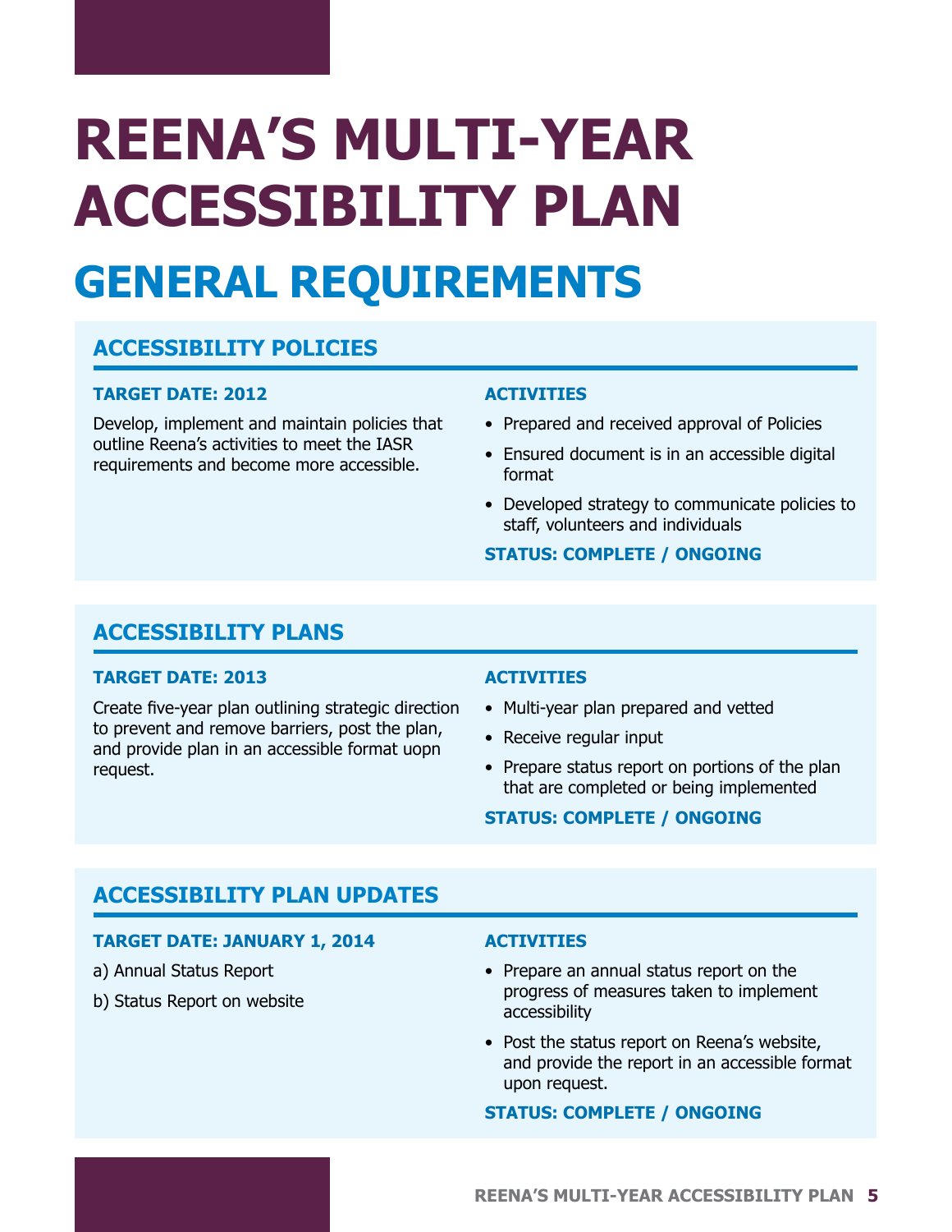# REENA'S MULTI-YEAR ACCESSIBILITY PLAN

## GENERAL REQUIREMENTS

### ACCESSIBILITY POLICIES

**TARGET DATE: 2012**

Develop, implement and maintain policies that outline Reena's activities to meet the IASR requirements and become more accessible.

**ACTIVITIES**

- Prepared and received approval of Policies
- Ensured document is in an accessible digital format
- Developed strategy to communicate policies to staff, volunteers and individuals

**STATUS: COMPLETE / ONGOING**

### ACCESSIBILITY PLANS

**TARGET DATE: 2013**

Create five-year plan outlining strategic direction to prevent and remove barriers, post the plan, and provide plan in an accessible format uopn request.

**ACTIVITIES**

- Multi-year plan prepared and vetted
- Receive regular input
- Prepare status report on portions of the plan that are completed or being implemented

**STATUS: COMPLETE / ONGOING**

### ACCESSIBILITY PLAN UPDATES

**TARGET DATE: JANUARY 1, 2014**

a) Annual Status Report

b) Status Report on website

**ACTIVITIES**

- Prepare an annual status report on the progress of measures taken to implement accessibility
- Post the status report on Reena's website, and provide the report in an accessible format upon request.

**STATUS: COMPLETE / ONGOING**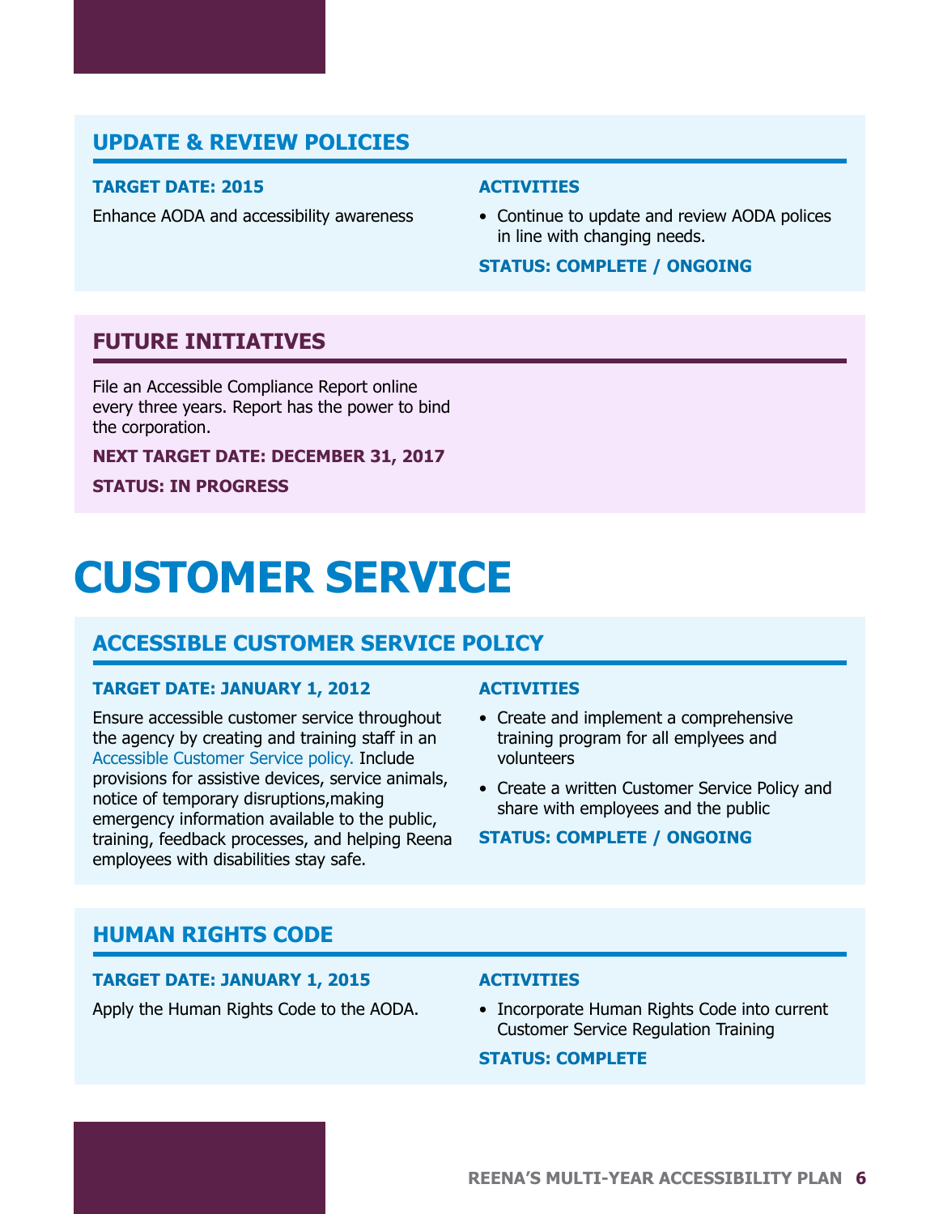## UPDATE & REVIEW POLICIES

**TARGET DATE: 2015**

Enhance AODA and accessibility awareness

**ACTIVITIES**

- Continue to update and review AODA polices in line with changing needs.

**STATUS: COMPLETE / ONGOING**

## FUTURE INITIATIVES

File an Accessible Compliance Report online every three years. Report has the power to bind the corporation.

**NEXT TARGET DATE: DECEMBER 31, 2017**

**STATUS: IN PROGRESS**

# CUSTOMER SERVICE

## ACCESSIBLE CUSTOMER SERVICE POLICY

**TARGET DATE: JANUARY 1, 2012**

Ensure accessible customer service throughout the agency by creating and training staff in an Accessible Customer Service policy. Include provisions for assistive devices, service animals, notice of temporary disruptions,making emergency information available to the public, training, feedback processes, and helping Reena employees with disabilities stay safe.

**ACTIVITIES**

- Create and implement a comprehensive training program for all emplyees and volunteers
- Create a written Customer Service Policy and share with employees and the public

**STATUS: COMPLETE / ONGOING**

## HUMAN RIGHTS CODE

**TARGET DATE: JANUARY 1, 2015**

Apply the Human Rights Code to the AODA.

**ACTIVITIES**

- Incorporate Human Rights Code into current Customer Service Regulation Training

**STATUS: COMPLETE**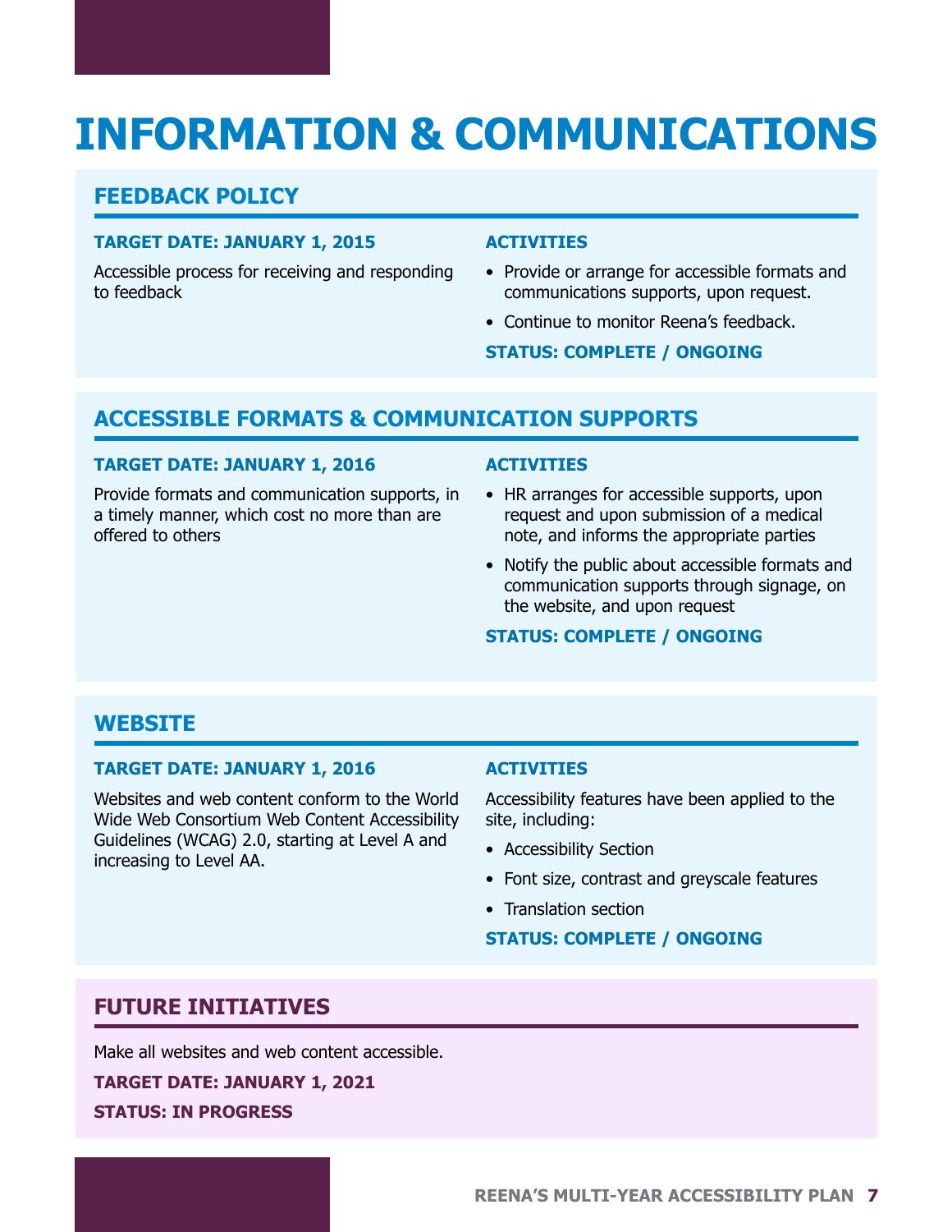# INFORMATION & COMMUNICATIONS

## FEEDBACK POLICY

**TARGET DATE: JANUARY 1, 2015**

Accessible process for receiving and responding to feedback

**ACTIVITIES**

- Provide or arrange for accessible formats and communications supports, upon request.
- Continue to monitor Reena's feedback.

**STATUS: COMPLETE / ONGOING**

## ACCESSIBLE FORMATS & COMMUNICATION SUPPORTS

**TARGET DATE: JANUARY 1, 2016**

Provide formats and communication supports, in a timely manner, which cost no more than are offered to others

**ACTIVITIES**

- HR arranges for accessible supports, upon request and upon submission of a medical note, and informs the appropriate parties
- Notify the public about accessible formats and communication supports through signage, on the website, and upon request

**STATUS: COMPLETE / ONGOING**

## WEBSITE

**TARGET DATE: JANUARY 1, 2016**

Websites and web content conform to the World Wide Web Consortium Web Content Accessibility Guidelines (WCAG) 2.0, starting at Level A and increasing to Level AA.

**ACTIVITIES**

Accessibility features have been applied to the site, including:

- Accessibility Section
- Font size, contrast and greyscale features
- Translation section

**STATUS: COMPLETE / ONGOING**

## FUTURE INITIATIVES

Make all websites and web content accessible.

**TARGET DATE: JANUARY 1, 2021**

**STATUS: IN PROGRESS**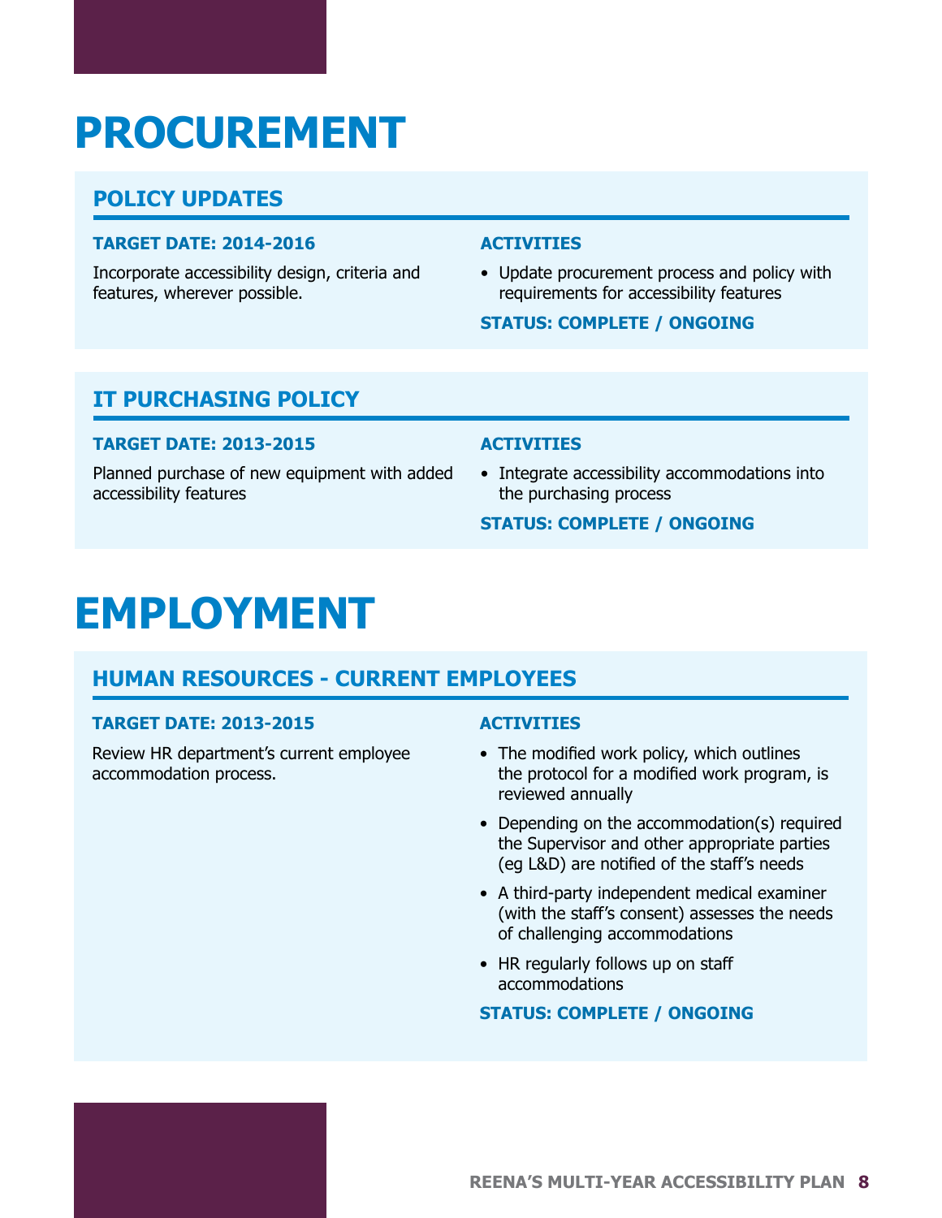# PROCUREMENT

## POLICY UPDATES

**TARGET DATE: 2014-2016**

Incorporate accessibility design, criteria and features, wherever possible.

**ACTIVITIES**

- Update procurement process and policy with requirements for accessibility features

**STATUS: COMPLETE / ONGOING**

## IT PURCHASING POLICY

**TARGET DATE: 2013-2015**

Planned purchase of new equipment with added accessibility features

**ACTIVITIES**

- Integrate accessibility accommodations into the purchasing process

**STATUS: COMPLETE / ONGOING**

# EMPLOYMENT

## HUMAN RESOURCES - CURRENT EMPLOYEES

**TARGET DATE: 2013-2015**

Review HR department's current employee accommodation process.

**ACTIVITIES**

- The modified work policy, which outlines the protocol for a modified work program, is reviewed annually
- Depending on the accommodation(s) required the Supervisor and other appropriate parties (eg L&D) are notified of the staff's needs
- A third-party independent medical examiner (with the staff's consent) assesses the needs of challenging accommodations
- HR regularly follows up on staff accommodations

**STATUS: COMPLETE / ONGOING**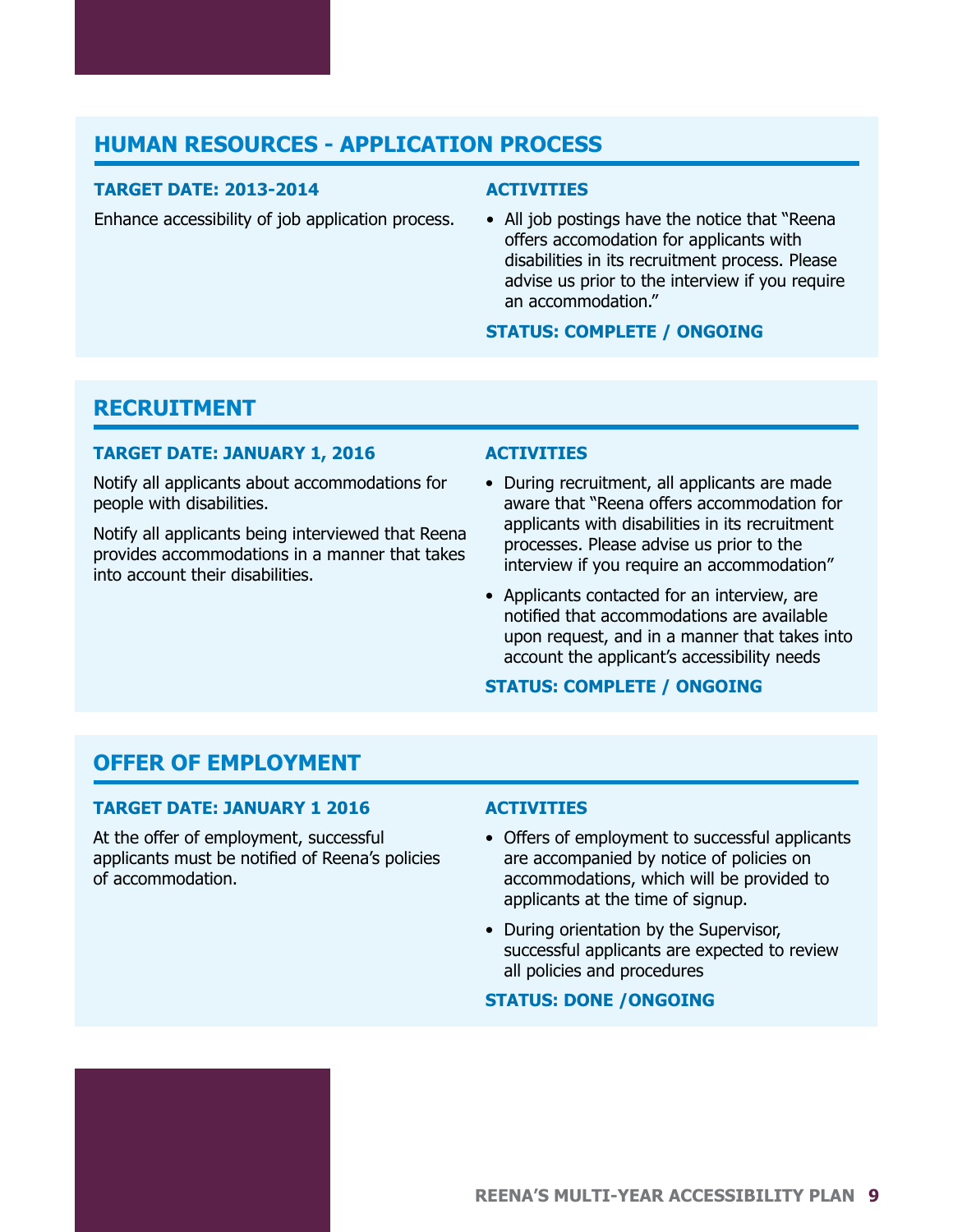## HUMAN RESOURCES - APPLICATION PROCESS

**TARGET DATE: 2013-2014**

Enhance accessibility of job application process.

**ACTIVITIES**

- All job postings have the notice that "Reena offers accomodation for applicants with disabilities in its recruitment process. Please advise us prior to the interview if you require an accommodation."

**STATUS: COMPLETE / ONGOING**

## RECRUITMENT

**TARGET DATE: JANUARY 1, 2016**

Notify all applicants about accommodations for people with disabilities.

Notify all applicants being interviewed that Reena provides accommodations in a manner that takes into account their disabilities.

**ACTIVITIES**

- During recruitment, all applicants are made aware that "Reena offers accommodation for applicants with disabilities in its recruitment processes. Please advise us prior to the interview if you require an accommodation"
- Applicants contacted for an interview, are notified that accommodations are available upon request, and in a manner that takes into account the applicant's accessibility needs

**STATUS: COMPLETE / ONGOING**

## OFFER OF EMPLOYMENT

**TARGET DATE: JANUARY 1 2016**

At the offer of employment, successful applicants must be notified of Reena's policies of accommodation.

**ACTIVITIES**

- Offers of employment to successful applicants are accompanied by notice of policies on accommodations, which will be provided to applicants at the time of signup.
- During orientation by the Supervisor, successful applicants are expected to review all policies and procedures

**STATUS: DONE /ONGOING**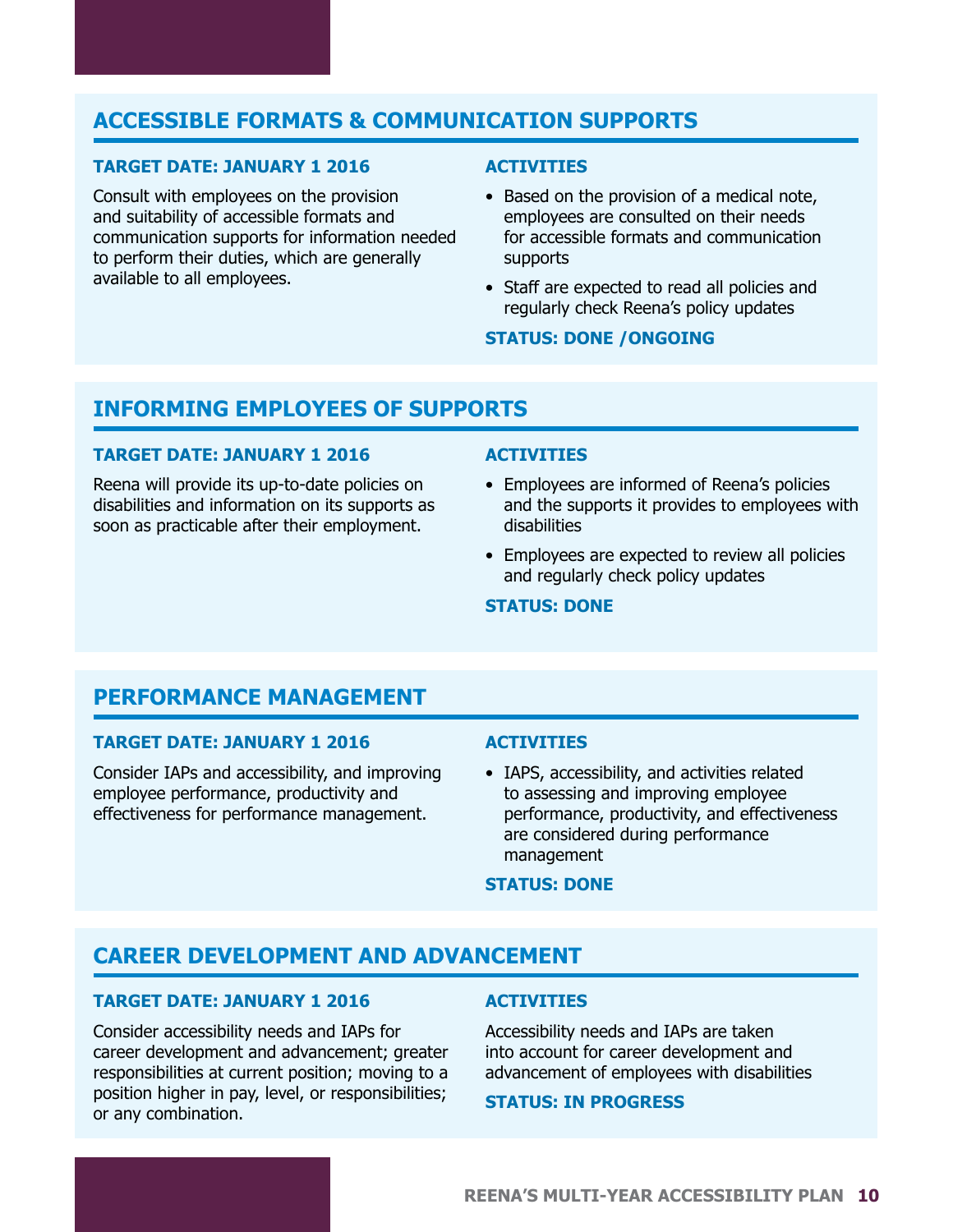## ACCESSIBLE FORMATS & COMMUNICATION SUPPORTS

**TARGET DATE: JANUARY 1 2016**

Consult with employees on the provision and suitability of accessible formats and communication supports for information needed to perform their duties, which are generally available to all employees.

**ACTIVITIES**

- Based on the provision of a medical note, employees are consulted on their needs for accessible formats and communication supports
- Staff are expected to read all policies and regularly check Reena's policy updates

**STATUS: DONE /ONGOING**

## INFORMING EMPLOYEES OF SUPPORTS

**TARGET DATE: JANUARY 1 2016**

Reena will provide its up-to-date policies on disabilities and information on its supports as soon as practicable after their employment.

**ACTIVITIES**

- Employees are informed of Reena's policies and the supports it provides to employees with disabilities
- Employees are expected to review all policies and regularly check policy updates

**STATUS: DONE**

## PERFORMANCE MANAGEMENT

**TARGET DATE: JANUARY 1 2016**

Consider IAPs and accessibility, and improving employee performance, productivity and effectiveness for performance management.

**ACTIVITIES**

- IAPS, accessibility, and activities related to assessing and improving employee performance, productivity, and effectiveness are considered during performance management

**STATUS: DONE**

## CAREER DEVELOPMENT AND ADVANCEMENT

**TARGET DATE: JANUARY 1 2016**

Consider accessibility needs and IAPs for career development and advancement; greater responsibilities at current position; moving to a position higher in pay, level, or responsibilities; or any combination.

**ACTIVITIES**

Accessibility needs and IAPs are taken into account for career development and advancement of employees with disabilities

**STATUS: IN PROGRESS**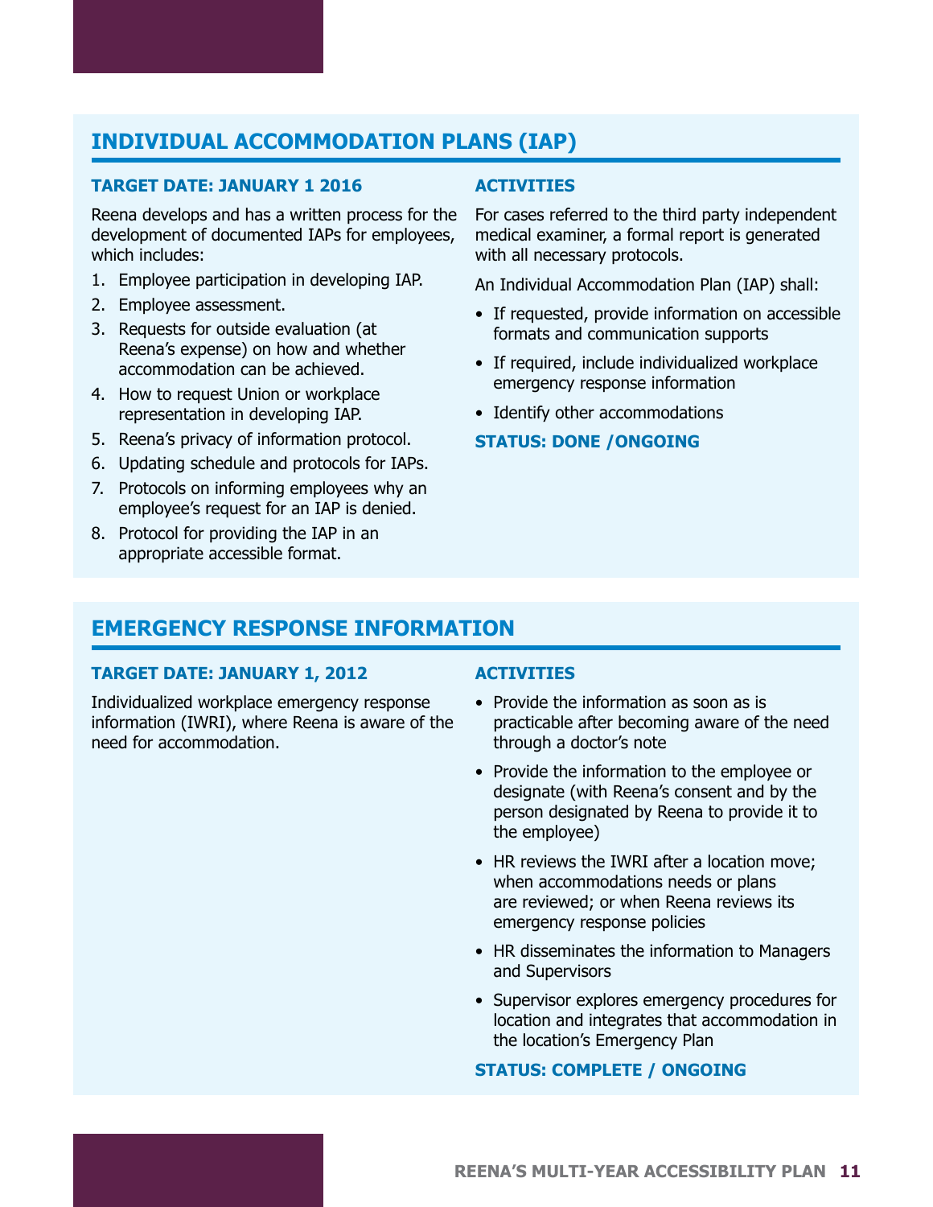## INDIVIDUAL ACCOMMODATION PLANS (IAP)

### TARGET DATE: JANUARY 1 2016

Reena develops and has a written process for the development of documented IAPs for employees, which includes:

1. Employee participation in developing IAP.
2. Employee assessment.
3. Requests for outside evaluation (at Reena's expense) on how and whether accommodation can be achieved.
4. How to request Union or workplace representation in developing IAP.
5. Reena's privacy of information protocol.
6. Updating schedule and protocols for IAPs.
7. Protocols on informing employees why an employee's request for an IAP is denied.
8. Protocol for providing the IAP in an appropriate accessible format.

### ACTIVITIES

For cases referred to the third party independent medical examiner, a formal report is generated with all necessary protocols.

An Individual Accommodation Plan (IAP) shall:

- If requested, provide information on accessible formats and communication supports
- If required, include individualized workplace emergency response information
- Identify other accommodations

**STATUS: DONE /ONGOING**

## EMERGENCY RESPONSE INFORMATION

### TARGET DATE: JANUARY 1, 2012

Individualized workplace emergency response information (IWRI), where Reena is aware of the need for accommodation.

### ACTIVITIES

- Provide the information as soon as is practicable after becoming aware of the need through a doctor's note
- Provide the information to the employee or designate (with Reena's consent and by the person designated by Reena to provide it to the employee)
- HR reviews the IWRI after a location move; when accommodations needs or plans are reviewed; or when Reena reviews its emergency response policies
- HR disseminates the information to Managers and Supervisors
- Supervisor explores emergency procedures for location and integrates that accommodation in the location's Emergency Plan

**STATUS: COMPLETE / ONGOING**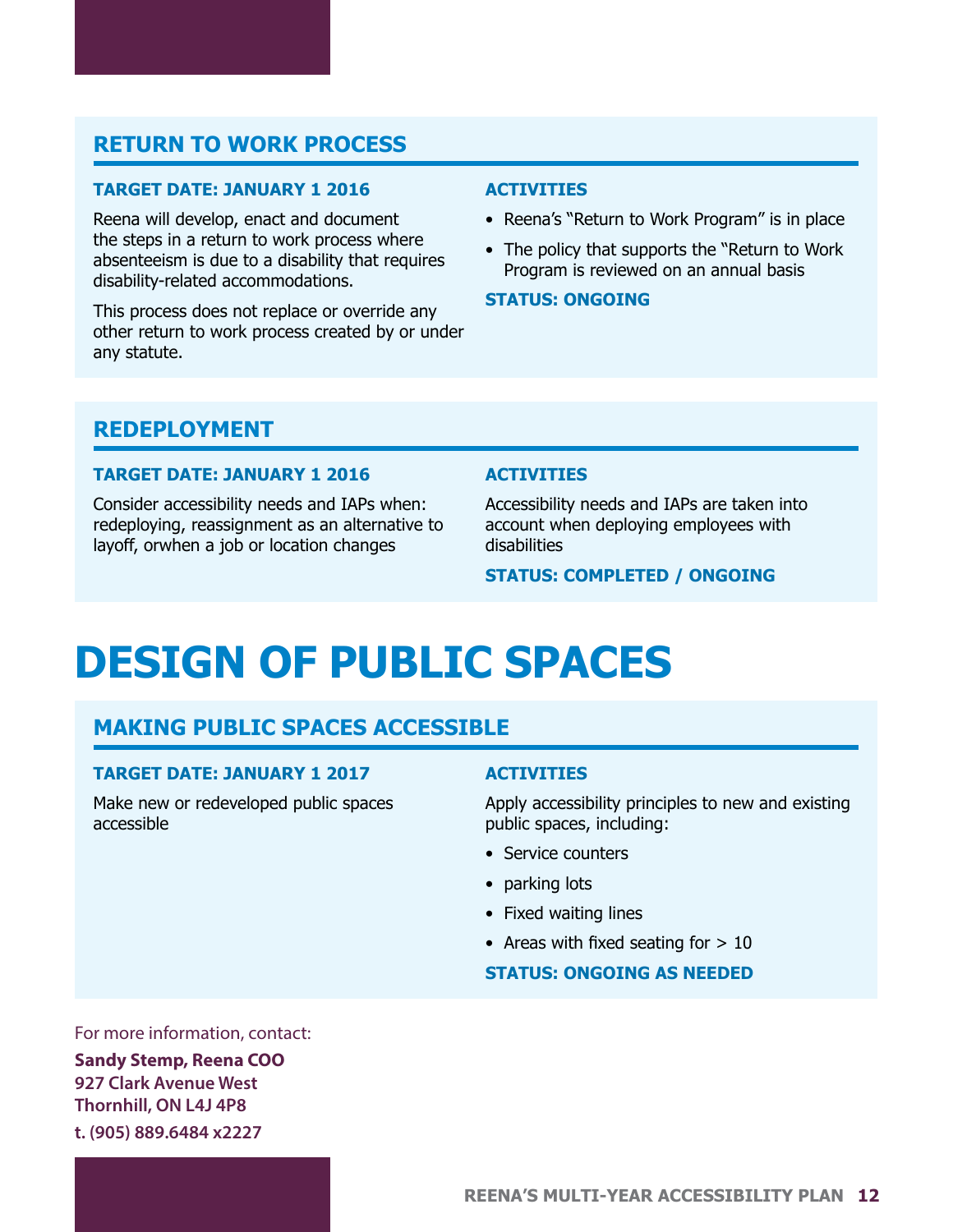## RETURN TO WORK PROCESS

**TARGET DATE: JANUARY 1 2016**

Reena will develop, enact and document the steps in a return to work process where absenteeism is due to a disability that requires disability-related accommodations.

This process does not replace or override any other return to work process created by or under any statute.

**ACTIVITIES**

- Reena's "Return to Work Program" is in place
- The policy that supports the "Return to Work Program is reviewed on an annual basis

**STATUS: ONGOING**

## REDEPLOYMENT

**TARGET DATE: JANUARY 1 2016**

Consider accessibility needs and IAPs when: redeploying, reassignment as an alternative to layoff, orwhen a job or location changes

**ACTIVITIES**

Accessibility needs and IAPs are taken into account when deploying employees with disabilities

**STATUS: COMPLETED / ONGOING**

# DESIGN OF PUBLIC SPACES

## MAKING PUBLIC SPACES ACCESSIBLE

**TARGET DATE: JANUARY 1 2017**

Make new or redeveloped public spaces accessible

**ACTIVITIES**

Apply accessibility principles to new and existing public spaces, including:

- Service counters
- parking lots
- Fixed waiting lines
- Areas with fixed seating for > 10

**STATUS: ONGOING AS NEEDED**

For more information, contact:

**Sandy Stemp, Reena COO**
**927 Clark Avenue West**
**Thornhill, ON L4J 4P8**
**t. (905) 889.6484 x2227**